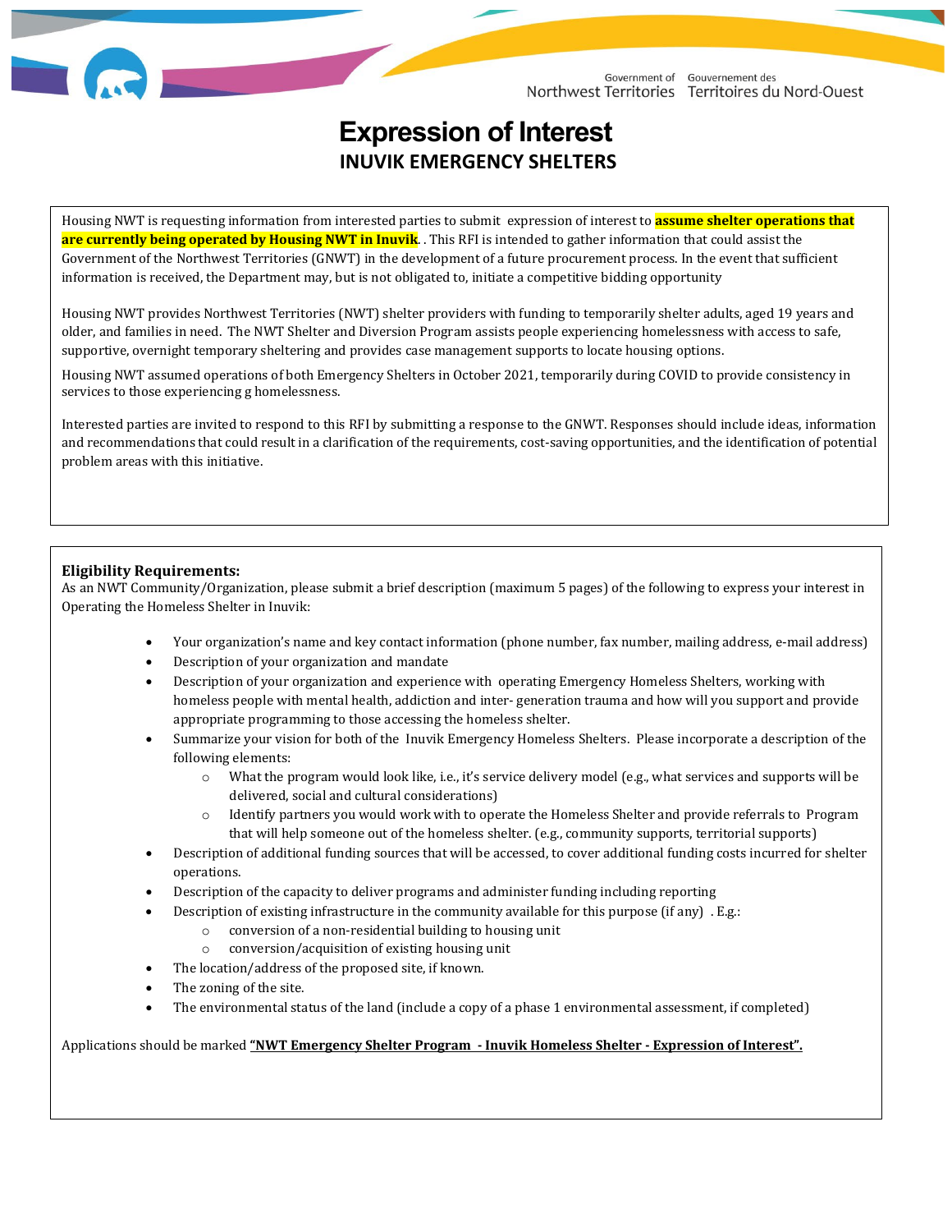Government of Northwest Territories Gouvernement des Territoires du Nord-Ouest

# Expression of Interest

## INUVIK EMERGENCY SHELTERS

Housing NWT is requesting information from interested parties to submit expression of interest to **assume shelter operations that are currently being operated by Housing NWT in Inuvik**. . This RFI is intended to gather information that could assist the Government of the Northwest Territories (GNWT) in the development of a future procurement process. In the event that sufficient information is received, the Department may, but is not obligated to, initiate a competitive bidding opportunity

Housing NWT provides Northwest Territories (NWT) shelter providers with funding to temporarily shelter adults, aged 19 years and older, and families in need. The NWT Shelter and Diversion Program assists people experiencing homelessness with access to safe, supportive, overnight temporary sheltering and provides case management supports to locate housing options.

Housing NWT assumed operations of both Emergency Shelters in October 2021, temporarily during COVID to provide consistency in services to those experiencing g homelessness.

Interested parties are invited to respond to this RFI by submitting a response to the GNWT. Responses should include ideas, information and recommendations that could result in a clarification of the requirements, cost-saving opportunities, and the identification of potential problem areas with this initiative.

### Eligibility Requirements:

As an NWT Community/Organization, please submit a brief description (maximum 5 pages) of the following to express your interest in Operating the Homeless Shelter in Inuvik:

- Your organization's name and key contact information (phone number, fax number, mailing address, e-mail address)
- Description of your organization and mandate
- Description of your organization and experience with operating Emergency Homeless Shelters, working with homeless people with mental health, addiction and inter- generation trauma and how will you support and provide appropriate programming to those accessing the homeless shelter.
- Summarize your vision for both of the Inuvik Emergency Homeless Shelters. Please incorporate a description of the following elements:
  - What the program would look like, i.e., it's service delivery model (e.g., what services and supports will be delivered, social and cultural considerations)
  - Identify partners you would work with to operate the Homeless Shelter and provide referrals to Program that will help someone out of the homeless shelter. (e.g., community supports, territorial supports)
- Description of additional funding sources that will be accessed, to cover additional funding costs incurred for shelter operations.
- Description of the capacity to deliver programs and administer funding including reporting
- Description of existing infrastructure in the community available for this purpose (if any) . E.g.:
  - conversion of a non-residential building to housing unit
  - conversion/acquisition of existing housing unit
- The location/address of the proposed site, if known.
- The zoning of the site.
- The environmental status of the land (include a copy of a phase 1 environmental assessment, if completed)

Applications should be marked **"NWT Emergency Shelter Program - Inuvik Homeless Shelter - Expression of Interest".**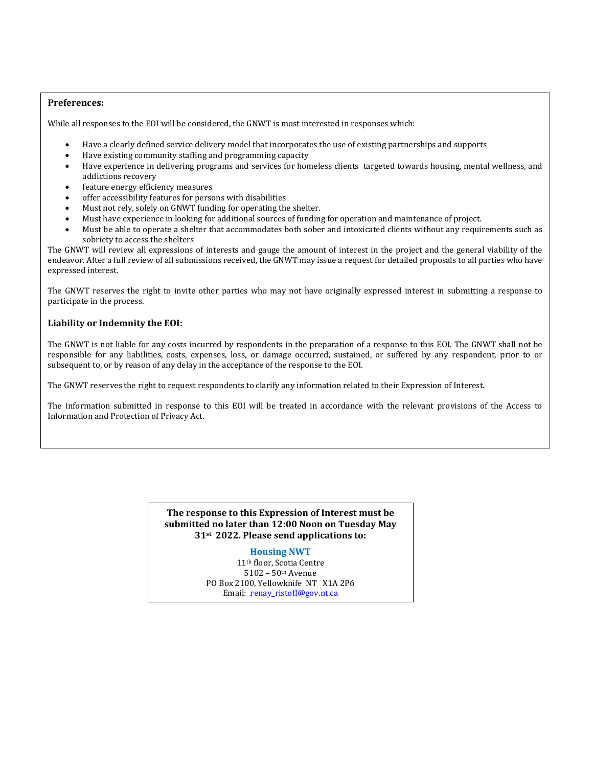**Preferences:**

While all responses to the EOI will be considered, the GNWT is most interested in responses which:

- Have a clearly defined service delivery model that incorporates the use of existing partnerships and supports
- Have existing community staffing and programming capacity
- Have experience in delivering programs and services for homeless clients targeted towards housing, mental wellness, and addictions recovery
- feature energy efficiency measures
- offer accessibility features for persons with disabilities
- Must not rely, solely on GNWT funding for operating the shelter.
- Must have experience in looking for additional sources of funding for operation and maintenance of project.
- Must be able to operate a shelter that accommodates both sober and intoxicated clients without any requirements such as sobriety to access the shelters

The GNWT will review all expressions of interests and gauge the amount of interest in the project and the general viability of the endeavor. After a full review of all submissions received, the GNWT may issue a request for detailed proposals to all parties who have expressed interest.

The GNWT reserves the right to invite other parties who may not have originally expressed interest in submitting a response to participate in the process.

### Liability or Indemnity the EOI:

The GNWT is not liable for any costs incurred by respondents in the preparation of a response to this EOI. The GNWT shall not be responsible for any liabilities, costs, expenses, loss, or damage occurred, sustained, or suffered by any respondent, prior to or subsequent to, or by reason of any delay in the acceptance of the response to the EOI.

The GNWT reserves the right to request respondents to clarify any information related to their Expression of Interest.

The information submitted in response to this EOI will be treated in accordance with the relevant provisions of the Access to Information and Protection of Privacy Act.

**The response to this Expression of Interest must be submitted no later than 12:00 Noon on Tuesday May 31st 2022. Please send applications to:**

**Housing NWT**
11th floor, Scotia Centre
5102 – 50th Avenue
PO Box 2100, Yellowknife NT X1A 2P6
Email: renay_ristoff@gov.nt.ca